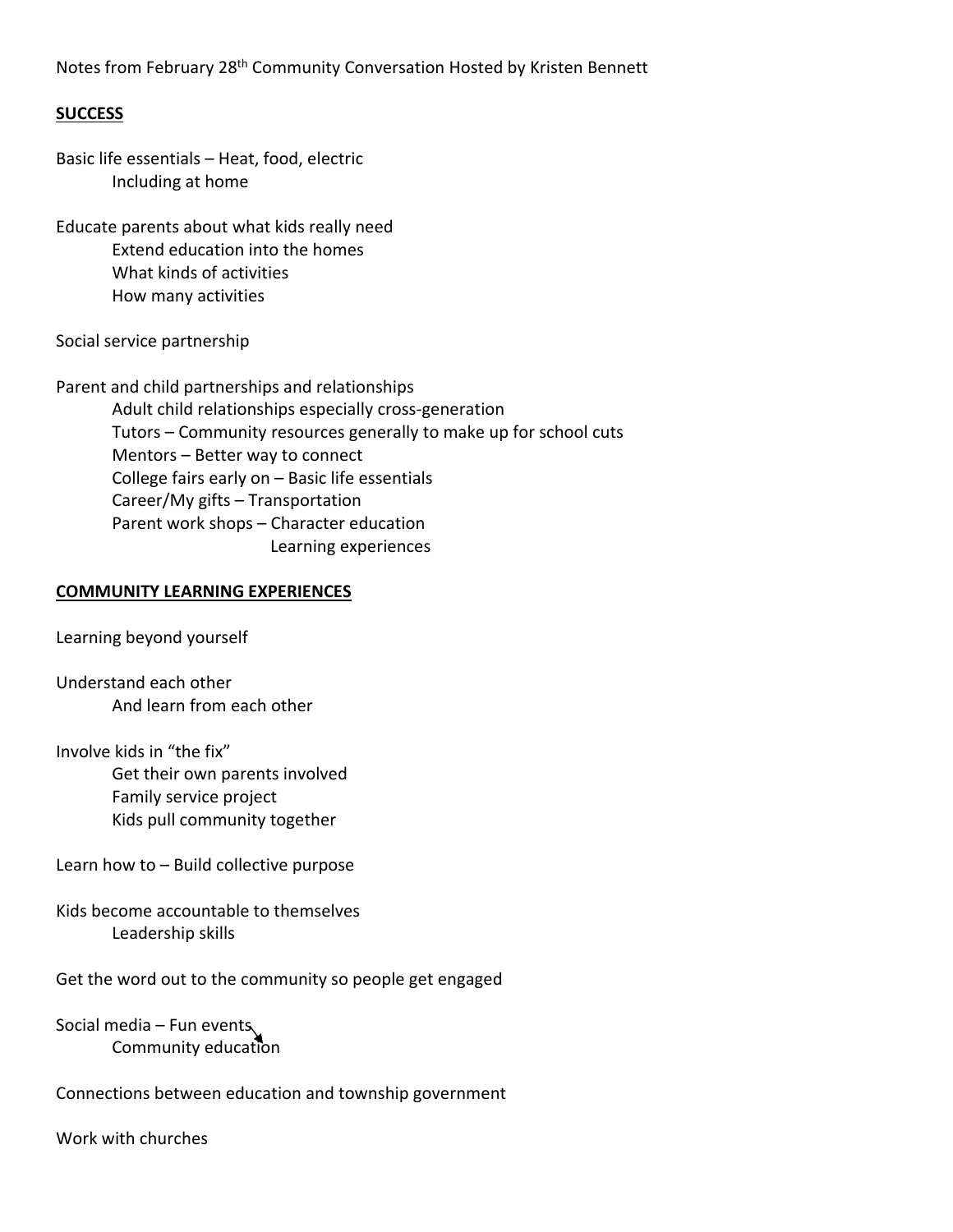Notes from February 28th Community Conversation Hosted by Kristen Bennett

**SUCCESS**

Basic life essentials – Heat, food, electric
- Including at home

Educate parents about what kids really need
- Extend education into the homes
- What kinds of activities
- How many activities

Social service partnership

Parent and child partnerships and relationships
- Adult child relationships especially cross-generation
- Tutors – Community resources generally to make up for school cuts
- Mentors – Better way to connect
- College fairs early on – Basic life essentials
- Career/My gifts – Transportation
- Parent work shops – Character education
  - Learning experiences

**COMMUNITY LEARNING EXPERIENCES**

Learning beyond yourself

Understand each other
- And learn from each other

Involve kids in "the fix"
- Get their own parents involved
- Family service project
- Kids pull community together

Learn how to – Build collective purpose

Kids become accountable to themselves
- Leadership skills

Get the word out to the community so people get engaged

Social media – Fun events
- Community education

Connections between education and township government

Work with churches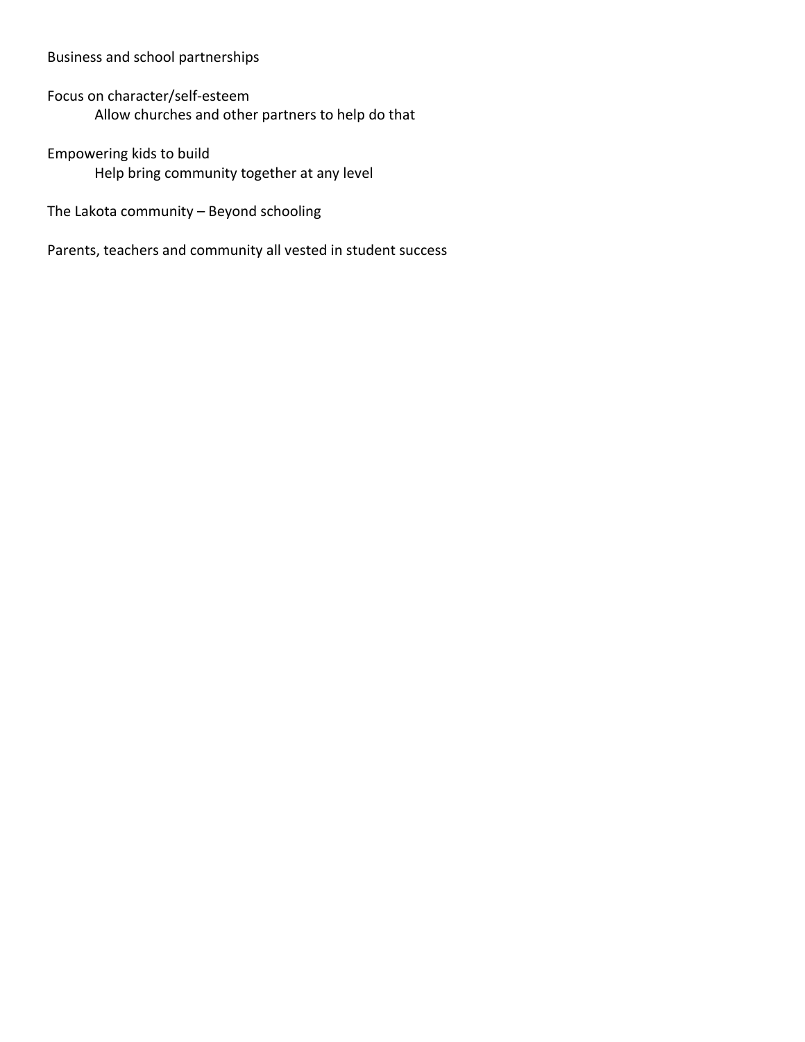Business and school partnerships

Focus on character/self-esteem
- Allow churches and other partners to help do that

Empowering kids to build
- Help bring community together at any level

The Lakota community – Beyond schooling

Parents, teachers and community all vested in student success